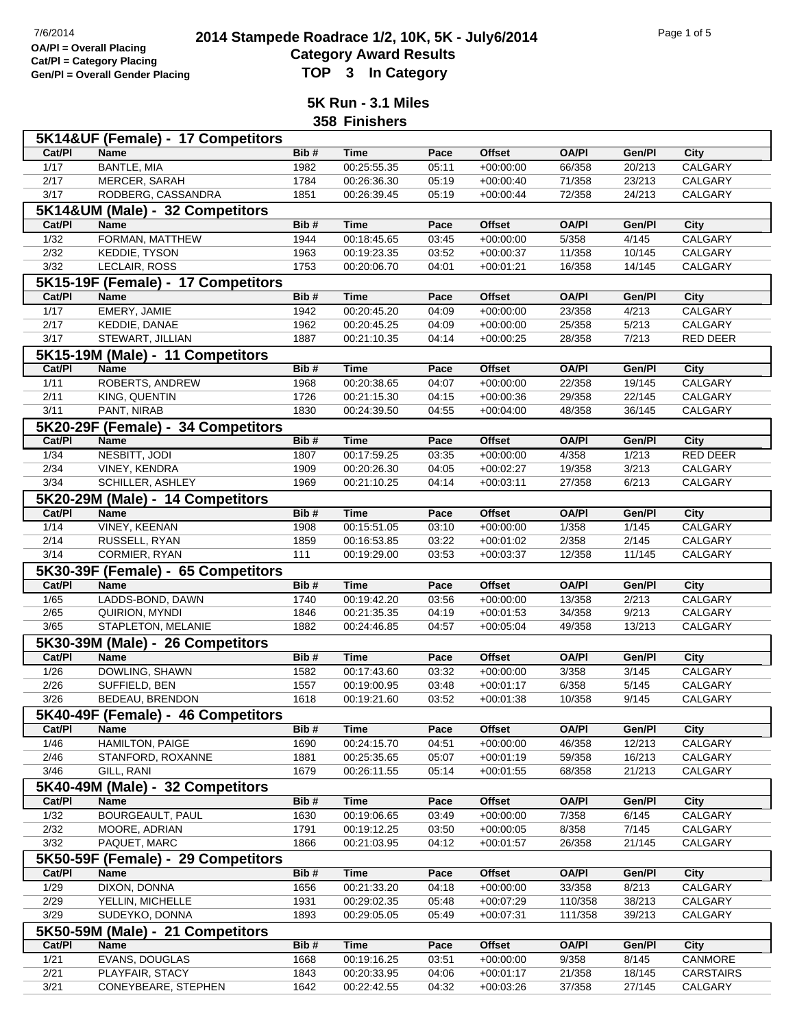OA/Pl = Overall Placing
Cat/Pl = Category Placing
Gen/Pl = Overall Gender Placing

# 2014 Stampede Roadrace 1/2, 10K, 5K - July6/2014

## Category Award Results

## TOP 3 In Category

### 5K Run - 3.1 Miles

### 358 Finishers

**5K14&UF (Female) - 17 Competitors**

| Cat/Pl | Name | Bib # | Time | Pace | Offset | OA/Pl | Gen/Pl | City |
|---|---|---|---|---|---|---|---|---|
| 1/17 | BANTLE, MIA | 1982 | 00:25:55.35 | 05:11 | +00:00:00 | 66/358 | 20/213 | CALGARY |
| 2/17 | MERCER, SARAH | 1784 | 00:26:36.30 | 05:19 | +00:00:40 | 71/358 | 23/213 | CALGARY |
| 3/17 | RODBERG, CASSANDRA | 1851 | 00:26:39.45 | 05:19 | +00:00:44 | 72/358 | 24/213 | CALGARY |

**5K14&UM (Male) - 32 Competitors**

| Cat/Pl | Name | Bib # | Time | Pace | Offset | OA/Pl | Gen/Pl | City |
|---|---|---|---|---|---|---|---|---|
| 1/32 | FORMAN, MATTHEW | 1944 | 00:18:45.65 | 03:45 | +00:00:00 | 5/358 | 4/145 | CALGARY |
| 2/32 | KEDDIE, TYSON | 1963 | 00:19:23.35 | 03:52 | +00:00:37 | 11/358 | 10/145 | CALGARY |
| 3/32 | LECLAIR, ROSS | 1753 | 00:20:06.70 | 04:01 | +00:01:21 | 16/358 | 14/145 | CALGARY |

**5K15-19F (Female) - 17 Competitors**

| Cat/Pl | Name | Bib # | Time | Pace | Offset | OA/Pl | Gen/Pl | City |
|---|---|---|---|---|---|---|---|---|
| 1/17 | EMERY, JAMIE | 1942 | 00:20:45.20 | 04:09 | +00:00:00 | 23/358 | 4/213 | CALGARY |
| 2/17 | KEDDIE, DANAE | 1962 | 00:20:45.25 | 04:09 | +00:00:00 | 25/358 | 5/213 | CALGARY |
| 3/17 | STEWART, JILLIAN | 1887 | 00:21:10.35 | 04:14 | +00:00:25 | 28/358 | 7/213 | RED DEER |

**5K15-19M (Male) - 11 Competitors**

| Cat/Pl | Name | Bib # | Time | Pace | Offset | OA/Pl | Gen/Pl | City |
|---|---|---|---|---|---|---|---|---|
| 1/11 | ROBERTS, ANDREW | 1968 | 00:20:38.65 | 04:07 | +00:00:00 | 22/358 | 19/145 | CALGARY |
| 2/11 | KING, QUENTIN | 1726 | 00:21:15.30 | 04:15 | +00:00:36 | 29/358 | 22/145 | CALGARY |
| 3/11 | PANT, NIRAB | 1830 | 00:24:39.50 | 04:55 | +00:04:00 | 48/358 | 36/145 | CALGARY |

**5K20-29F (Female) - 34 Competitors**

| Cat/Pl | Name | Bib # | Time | Pace | Offset | OA/Pl | Gen/Pl | City |
|---|---|---|---|---|---|---|---|---|
| 1/34 | NESBITT, JODI | 1807 | 00:17:59.25 | 03:35 | +00:00:00 | 4/358 | 1/213 | RED DEER |
| 2/34 | VINEY, KENDRA | 1909 | 00:20:26.30 | 04:05 | +00:02:27 | 19/358 | 3/213 | CALGARY |
| 3/34 | SCHILLER, ASHLEY | 1969 | 00:21:10.25 | 04:14 | +00:03:11 | 27/358 | 6/213 | CALGARY |

**5K20-29M (Male) - 14 Competitors**

| Cat/Pl | Name | Bib # | Time | Pace | Offset | OA/Pl | Gen/Pl | City |
|---|---|---|---|---|---|---|---|---|
| 1/14 | VINEY, KEENAN | 1908 | 00:15:51.05 | 03:10 | +00:00:00 | 1/358 | 1/145 | CALGARY |
| 2/14 | RUSSELL, RYAN | 1859 | 00:16:53.85 | 03:22 | +00:01:02 | 2/358 | 2/145 | CALGARY |
| 3/14 | CORMIER, RYAN | 111 | 00:19:29.00 | 03:53 | +00:03:37 | 12/358 | 11/145 | CALGARY |

**5K30-39F (Female) - 65 Competitors**

| Cat/Pl | Name | Bib # | Time | Pace | Offset | OA/Pl | Gen/Pl | City |
|---|---|---|---|---|---|---|---|---|
| 1/65 | LADDS-BOND, DAWN | 1740 | 00:19:42.20 | 03:56 | +00:00:00 | 13/358 | 2/213 | CALGARY |
| 2/65 | QUIRION, MYNDI | 1846 | 00:21:35.35 | 04:19 | +00:01:53 | 34/358 | 9/213 | CALGARY |
| 3/65 | STAPLETON, MELANIE | 1882 | 00:24:46.85 | 04:57 | +00:05:04 | 49/358 | 13/213 | CALGARY |

**5K30-39M (Male) - 26 Competitors**

| Cat/Pl | Name | Bib # | Time | Pace | Offset | OA/Pl | Gen/Pl | City |
|---|---|---|---|---|---|---|---|---|
| 1/26 | DOWLING, SHAWN | 1582 | 00:17:43.60 | 03:32 | +00:00:00 | 3/358 | 3/145 | CALGARY |
| 2/26 | SUFFIELD, BEN | 1557 | 00:19:00.95 | 03:48 | +00:01:17 | 6/358 | 5/145 | CALGARY |
| 3/26 | BEDEAU, BRENDON | 1618 | 00:19:21.60 | 03:52 | +00:01:38 | 10/358 | 9/145 | CALGARY |

**5K40-49F (Female) - 46 Competitors**

| Cat/Pl | Name | Bib # | Time | Pace | Offset | OA/Pl | Gen/Pl | City |
|---|---|---|---|---|---|---|---|---|
| 1/46 | HAMILTON, PAIGE | 1690 | 00:24:15.70 | 04:51 | +00:00:00 | 46/358 | 12/213 | CALGARY |
| 2/46 | STANFORD, ROXANNE | 1881 | 00:25:35.65 | 05:07 | +00:01:19 | 59/358 | 16/213 | CALGARY |
| 3/46 | GILL, RANI | 1679 | 00:26:11.55 | 05:14 | +00:01:55 | 68/358 | 21/213 | CALGARY |

**5K40-49M (Male) - 32 Competitors**

| Cat/Pl | Name | Bib # | Time | Pace | Offset | OA/Pl | Gen/Pl | City |
|---|---|---|---|---|---|---|---|---|
| 1/32 | BOURGEAULT, PAUL | 1630 | 00:19:06.65 | 03:49 | +00:00:00 | 7/358 | 6/145 | CALGARY |
| 2/32 | MOORE, ADRIAN | 1791 | 00:19:12.25 | 03:50 | +00:00:05 | 8/358 | 7/145 | CALGARY |
| 3/32 | PAQUET, MARC | 1866 | 00:21:03.95 | 04:12 | +00:01:57 | 26/358 | 21/145 | CALGARY |

**5K50-59F (Female) - 29 Competitors**

| Cat/Pl | Name | Bib # | Time | Pace | Offset | OA/Pl | Gen/Pl | City |
|---|---|---|---|---|---|---|---|---|
| 1/29 | DIXON, DONNA | 1656 | 00:21:33.20 | 04:18 | +00:00:00 | 33/358 | 8/213 | CALGARY |
| 2/29 | YELLIN, MICHELLE | 1931 | 00:29:02.35 | 05:48 | +00:07:29 | 110/358 | 38/213 | CALGARY |
| 3/29 | SUDEYKO, DONNA | 1893 | 00:29:05.05 | 05:49 | +00:07:31 | 111/358 | 39/213 | CALGARY |

**5K50-59M (Male) - 21 Competitors**

| Cat/Pl | Name | Bib # | Time | Pace | Offset | OA/Pl | Gen/Pl | City |
|---|---|---|---|---|---|---|---|---|
| 1/21 | EVANS, DOUGLAS | 1668 | 00:19:16.25 | 03:51 | +00:00:00 | 9/358 | 8/145 | CANMORE |
| 2/21 | PLAYFAIR, STACY | 1843 | 00:20:33.95 | 04:06 | +00:01:17 | 21/358 | 18/145 | CARSTAIRS |
| 3/21 | CONEYBEARE, STEPHEN | 1642 | 00:22:42.55 | 04:32 | +00:03:26 | 37/358 | 27/145 | CALGARY |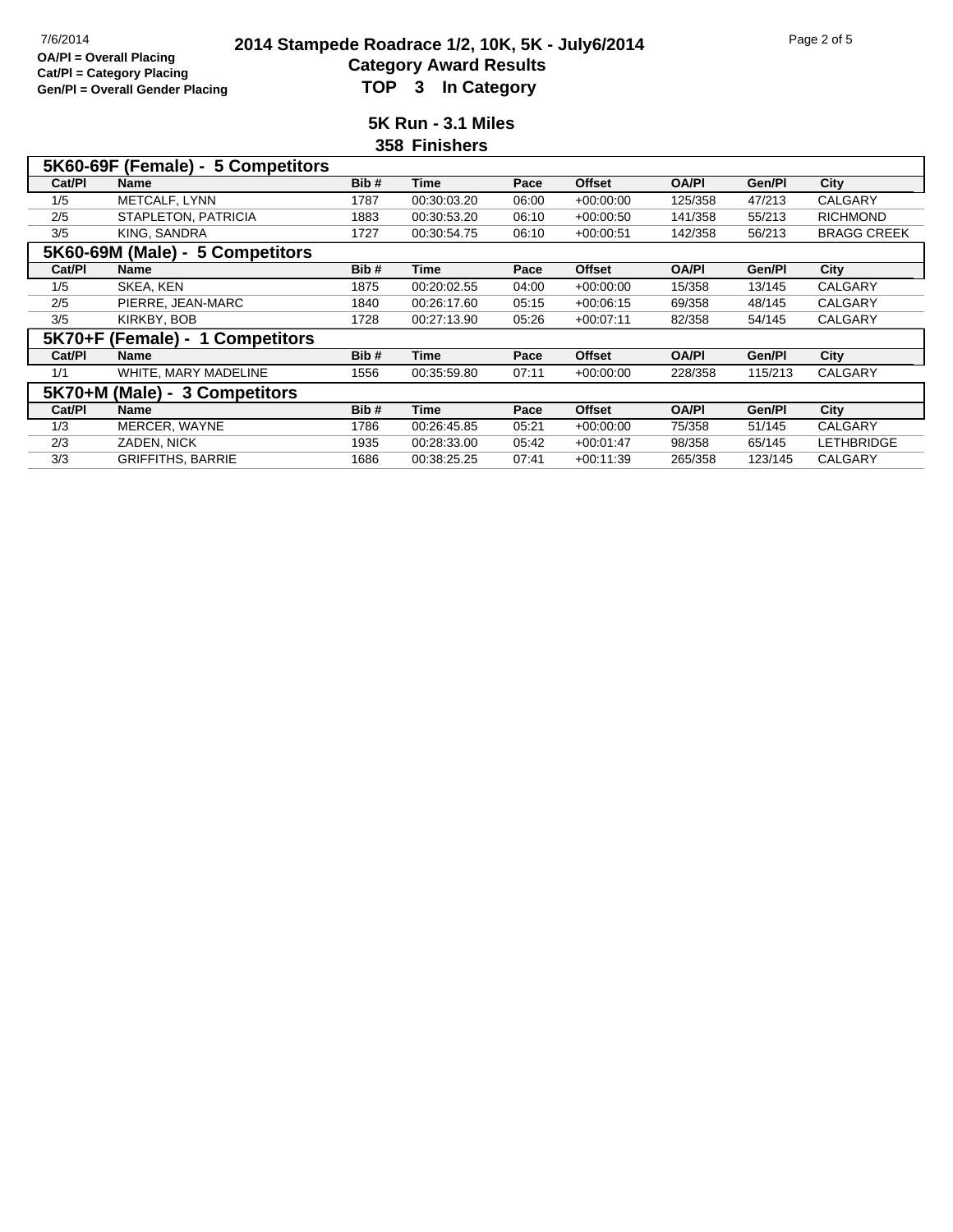OA/Pl = Overall Placing
Cat/Pl = Category Placing
Gen/Pl = Overall Gender Placing

# 2014 Stampede Roadrace 1/2, 10K, 5K - July6/2014

## Category Award Results

## TOP 3 In Category

### 5K Run - 3.1 Miles

### 358 Finishers

#### 5K60-69F (Female) - 5 Competitors

| Cat/Pl | Name | Bib # | Time | Pace | Offset | OA/Pl | Gen/Pl | City |
|---|---|---|---|---|---|---|---|---|
| 1/5 | METCALF, LYNN | 1787 | 00:30:03.20 | 06:00 | +00:00:00 | 125/358 | 47/213 | CALGARY |
| 2/5 | STAPLETON, PATRICIA | 1883 | 00:30:53.20 | 06:10 | +00:00:50 | 141/358 | 55/213 | RICHMOND |
| 3/5 | KING, SANDRA | 1727 | 00:30:54.75 | 06:10 | +00:00:51 | 142/358 | 56/213 | BRAGG CREEK |

#### 5K60-69M (Male) - 5 Competitors

| Cat/Pl | Name | Bib # | Time | Pace | Offset | OA/Pl | Gen/Pl | City |
|---|---|---|---|---|---|---|---|---|
| 1/5 | SKEA, KEN | 1875 | 00:20:02.55 | 04:00 | +00:00:00 | 15/358 | 13/145 | CALGARY |
| 2/5 | PIERRE, JEAN-MARC | 1840 | 00:26:17.60 | 05:15 | +00:06:15 | 69/358 | 48/145 | CALGARY |
| 3/5 | KIRKBY, BOB | 1728 | 00:27:13.90 | 05:26 | +00:07:11 | 82/358 | 54/145 | CALGARY |

#### 5K70+F (Female) - 1 Competitors

| Cat/Pl | Name | Bib # | Time | Pace | Offset | OA/Pl | Gen/Pl | City |
|---|---|---|---|---|---|---|---|---|
| 1/1 | WHITE, MARY MADELINE | 1556 | 00:35:59.80 | 07:11 | +00:00:00 | 228/358 | 115/213 | CALGARY |

#### 5K70+M (Male) - 3 Competitors

| Cat/Pl | Name | Bib # | Time | Pace | Offset | OA/Pl | Gen/Pl | City |
|---|---|---|---|---|---|---|---|---|
| 1/3 | MERCER, WAYNE | 1786 | 00:26:45.85 | 05:21 | +00:00:00 | 75/358 | 51/145 | CALGARY |
| 2/3 | ZADEN, NICK | 1935 | 00:28:33.00 | 05:42 | +00:01:47 | 98/358 | 65/145 | LETHBRIDGE |
| 3/3 | GRIFFITHS, BARRIE | 1686 | 00:38:25.25 | 07:41 | +00:11:39 | 265/358 | 123/145 | CALGARY |